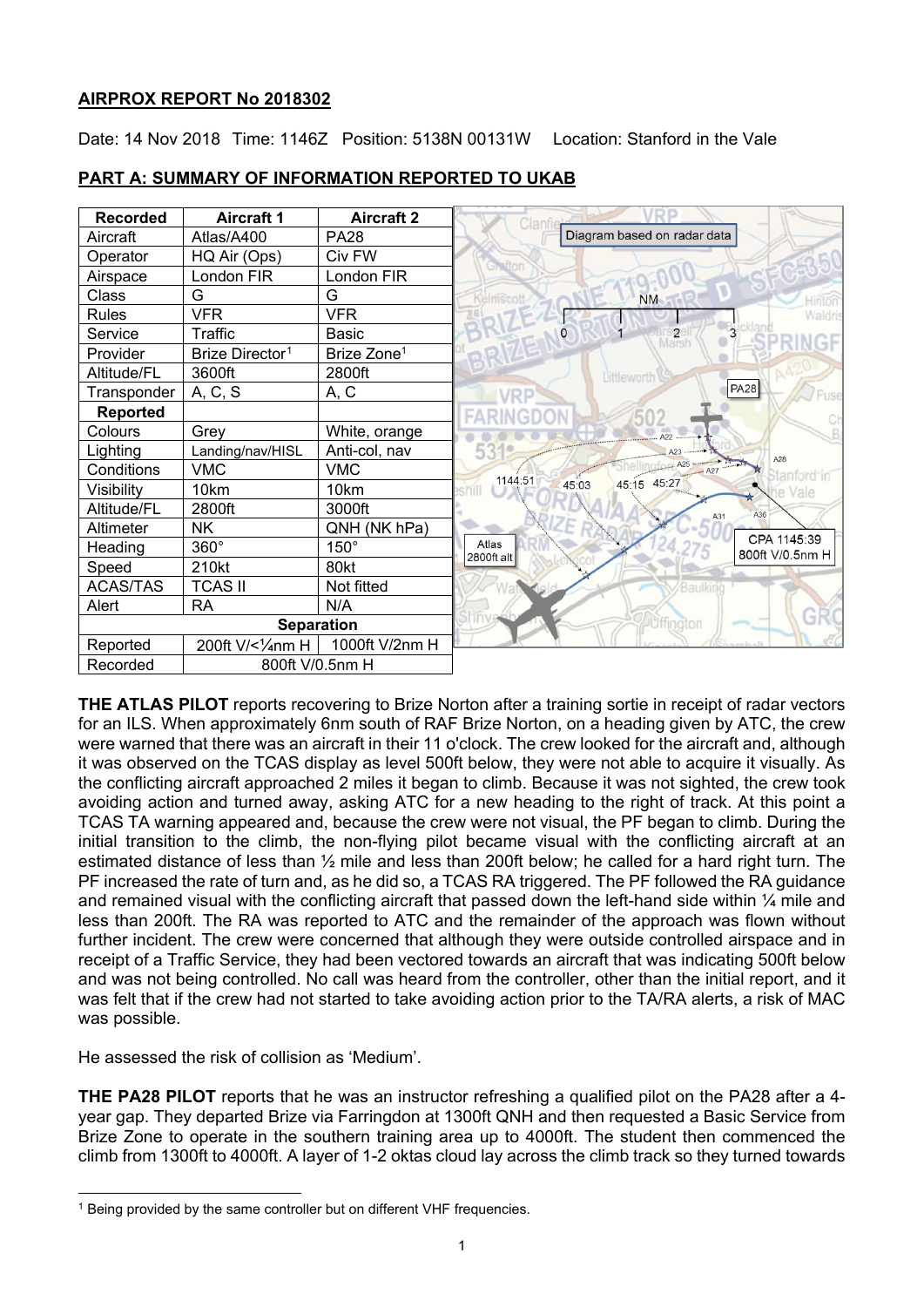**AIRPROX REPORT No 2018302**

Date: 14 Nov 2018 Time: 1146Z Position: 5138N 00131W Location: Stanford in the Vale

**PART A: SUMMARY OF INFORMATION REPORTED TO UKAB**

| Recorded | Aircraft 1 | Aircraft 2 |
|---|---|---|
| Aircraft | Atlas/A400 | PA28 |
| Operator | HQ Air (Ops) | Civ FW |
| Airspace | London FIR | London FIR |
| Class | G | G |
| Rules | VFR | VFR |
| Service | Traffic | Basic |
| Provider | Brize Director[1] | Brize Zone[1] |
| Altitude/FL | 3600ft | 2800ft |
| Transponder | A, C, S | A, C |
| **Reported** | | |
| Colours | Grey | White, orange |
| Lighting | Landing/nav/HISL | Anti-col, nav |
| Conditions | VMC | VMC |
| Visibility | 10km | 10km |
| Altitude/FL | 2800ft | 3000ft |
| Altimeter | NK | QNH (NK hPa) |
| Heading | 360° | 150° |
| Speed | 210kt | 80kt |
| ACAS/TAS | TCAS II | Not fitted |
| Alert | RA | N/A |
| **Separation** | | |
| Reported | 200ft V/<¼nm H | 1000ft V/2nm H |
| Recorded | 800ft V/0.5nm H | |

Diagram based on radar data

**THE ATLAS PILOT** reports recovering to Brize Norton after a training sortie in receipt of radar vectors for an ILS. When approximately 6nm south of RAF Brize Norton, on a heading given by ATC, the crew were warned that there was an aircraft in their 11 o'clock. The crew looked for the aircraft and, although it was observed on the TCAS display as level 500ft below, they were not able to acquire it visually. As the conflicting aircraft approached 2 miles it began to climb. Because it was not sighted, the crew took avoiding action and turned away, asking ATC for a new heading to the right of track. At this point a TCAS TA warning appeared and, because the crew were not visual, the PF began to climb. During the initial transition to the climb, the non-flying pilot became visual with the conflicting aircraft at an estimated distance of less than ½ mile and less than 200ft below; he called for a hard right turn. The PF increased the rate of turn and, as he did so, a TCAS RA triggered. The PF followed the RA guidance and remained visual with the conflicting aircraft that passed down the left-hand side within ¼ mile and less than 200ft. The RA was reported to ATC and the remainder of the approach was flown without further incident. The crew were concerned that although they were outside controlled airspace and in receipt of a Traffic Service, they had been vectored towards an aircraft that was indicating 500ft below and was not being controlled. No call was heard from the controller, other than the initial report, and it was felt that if the crew had not started to take avoiding action prior to the TA/RA alerts, a risk of MAC was possible.

He assessed the risk of collision as 'Medium'.

**THE PA28 PILOT** reports that he was an instructor refreshing a qualified pilot on the PA28 after a 4-year gap. They departed Brize via Farringdon at 1300ft QNH and then requested a Basic Service from Brize Zone to operate in the southern training area up to 4000ft. The student then commenced the climb from 1300ft to 4000ft. A layer of 1-2 oktas cloud lay across the climb track so they turned towards

[1] Being provided by the same controller but on different VHF frequencies.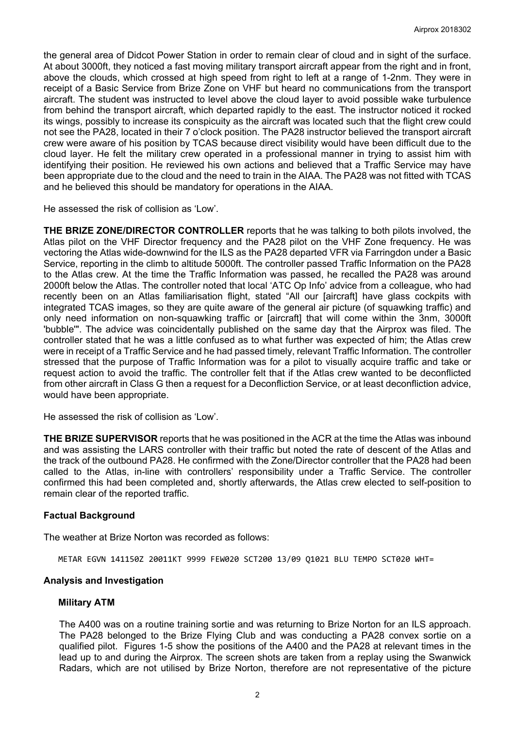the general area of Didcot Power Station in order to remain clear of cloud and in sight of the surface. At about 3000ft, they noticed a fast moving military transport aircraft appear from the right and in front, above the clouds, which crossed at high speed from right to left at a range of 1-2nm. They were in receipt of a Basic Service from Brize Zone on VHF but heard no communications from the transport aircraft. The student was instructed to level above the cloud layer to avoid possible wake turbulence from behind the transport aircraft, which departed rapidly to the east. The instructor noticed it rocked its wings, possibly to increase its conspicuity as the aircraft was located such that the flight crew could not see the PA28, located in their 7 o'clock position. The PA28 instructor believed the transport aircraft crew were aware of his position by TCAS because direct visibility would have been difficult due to the cloud layer. He felt the military crew operated in a professional manner in trying to assist him with identifying their position. He reviewed his own actions and believed that a Traffic Service may have been appropriate due to the cloud and the need to train in the AIAA. The PA28 was not fitted with TCAS and he believed this should be mandatory for operations in the AIAA.

He assessed the risk of collision as 'Low'.

**THE BRIZE ZONE/DIRECTOR CONTROLLER** reports that he was talking to both pilots involved, the Atlas pilot on the VHF Director frequency and the PA28 pilot on the VHF Zone frequency. He was vectoring the Atlas wide-downwind for the ILS as the PA28 departed VFR via Farringdon under a Basic Service, reporting in the climb to altitude 5000ft. The controller passed Traffic Information on the PA28 to the Atlas crew. At the time the Traffic Information was passed, he recalled the PA28 was around 2000ft below the Atlas. The controller noted that local 'ATC Op Info' advice from a colleague, who had recently been on an Atlas familiarisation flight, stated "All our [aircraft] have glass cockpits with integrated TCAS images, so they are quite aware of the general air picture (of squawking traffic) and only need information on non-squawking traffic or [aircraft] that will come within the 3nm, 3000ft 'bubble'". The advice was coincidentally published on the same day that the Airprox was filed. The controller stated that he was a little confused as to what further was expected of him; the Atlas crew were in receipt of a Traffic Service and he had passed timely, relevant Traffic Information. The controller stressed that the purpose of Traffic Information was for a pilot to visually acquire traffic and take or request action to avoid the traffic. The controller felt that if the Atlas crew wanted to be deconflicted from other aircraft in Class G then a request for a Deconfliction Service, or at least deconfliction advice, would have been appropriate.

He assessed the risk of collision as 'Low'.

**THE BRIZE SUPERVISOR** reports that he was positioned in the ACR at the time the Atlas was inbound and was assisting the LARS controller with their traffic but noted the rate of descent of the Atlas and the track of the outbound PA28. He confirmed with the Zone/Director controller that the PA28 had been called to the Atlas, in-line with controllers' responsibility under a Traffic Service. The controller confirmed this had been completed and, shortly afterwards, the Atlas crew elected to self-position to remain clear of the reported traffic.

## Factual Background

The weather at Brize Norton was recorded as follows:

```
METAR EGVN 141150Z 20011KT 9999 FEW020 SCT200 13/09 Q1021 BLU TEMPO SCT020 WHT=
```

## Analysis and Investigation

### Military ATM

The A400 was on a routine training sortie and was returning to Brize Norton for an ILS approach. The PA28 belonged to the Brize Flying Club and was conducting a PA28 convex sortie on a qualified pilot. Figures 1-5 show the positions of the A400 and the PA28 at relevant times in the lead up to and during the Airprox. The screen shots are taken from a replay using the Swanwick Radars, which are not utilised by Brize Norton, therefore are not representative of the picture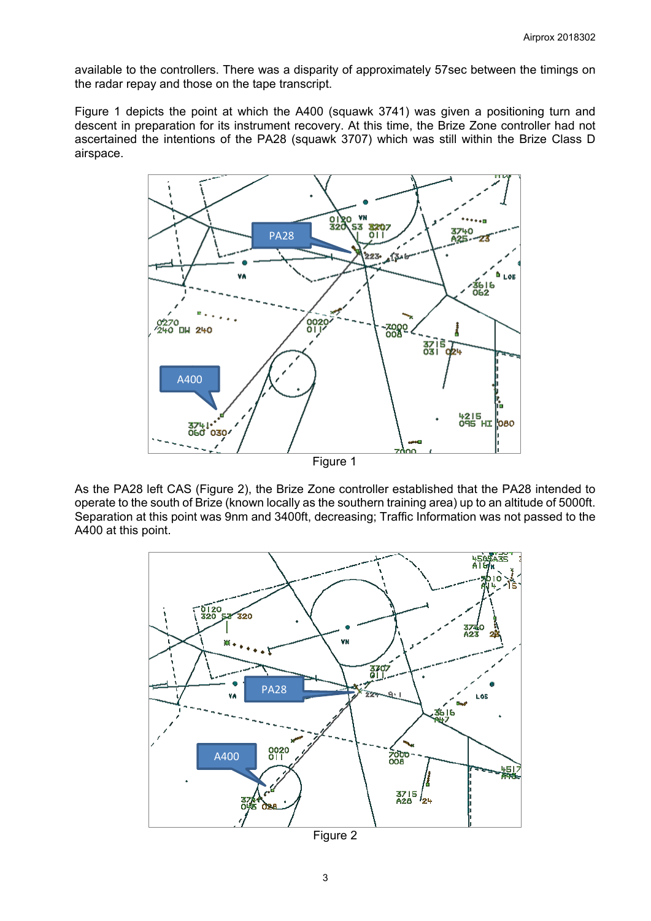available to the controllers. There was a disparity of approximately 57sec between the timings on the radar repay and those on the tape transcript.

Figure 1 depicts the point at which the A400 (squawk 3741) was given a positioning turn and descent in preparation for its instrument recovery. At this time, the Brize Zone controller had not ascertained the intentions of the PA28 (squawk 3707) which was still within the Brize Class D airspace.

Figure 1

As the PA28 left CAS (Figure 2), the Brize Zone controller established that the PA28 intended to operate to the south of Brize (known locally as the southern training area) up to an altitude of 5000ft. Separation at this point was 9nm and 3400ft, decreasing; Traffic Information was not passed to the A400 at this point.

Figure 2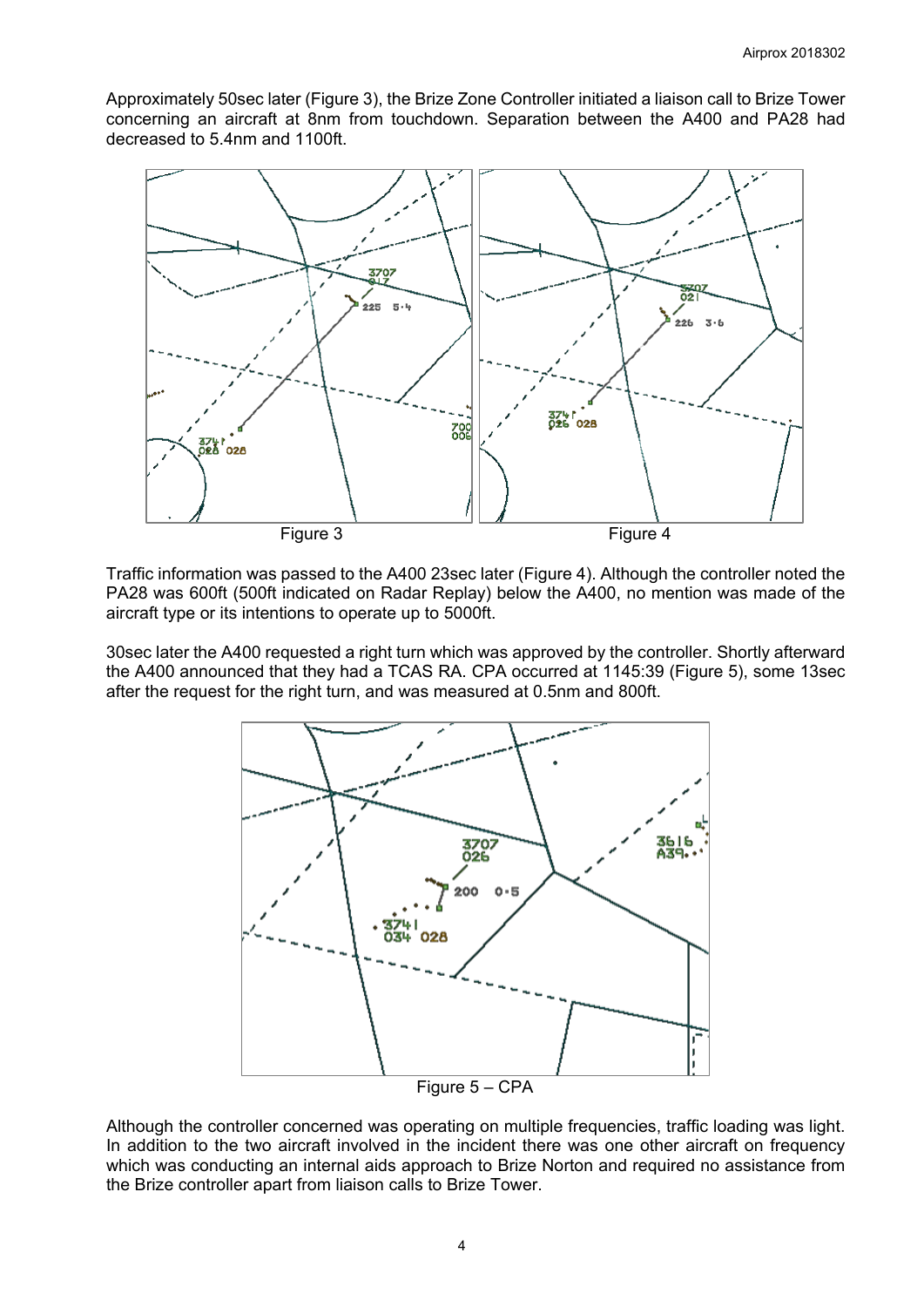Approximately 50sec later (Figure 3), the Brize Zone Controller initiated a liaison call to Brize Tower concerning an aircraft at 8nm from touchdown. Separation between the A400 and PA28 had decreased to 5.4nm and 1100ft.

Figure 3 Figure 4

Traffic information was passed to the A400 23sec later (Figure 4). Although the controller noted the PA28 was 600ft (500ft indicated on Radar Replay) below the A400, no mention was made of the aircraft type or its intentions to operate up to 5000ft.

30sec later the A400 requested a right turn which was approved by the controller. Shortly afterward the A400 announced that they had a TCAS RA. CPA occurred at 1145:39 (Figure 5), some 13sec after the request for the right turn, and was measured at 0.5nm and 800ft.

Figure 5 – CPA

Although the controller concerned was operating on multiple frequencies, traffic loading was light. In addition to the two aircraft involved in the incident there was one other aircraft on frequency which was conducting an internal aids approach to Brize Norton and required no assistance from the Brize controller apart from liaison calls to Brize Tower.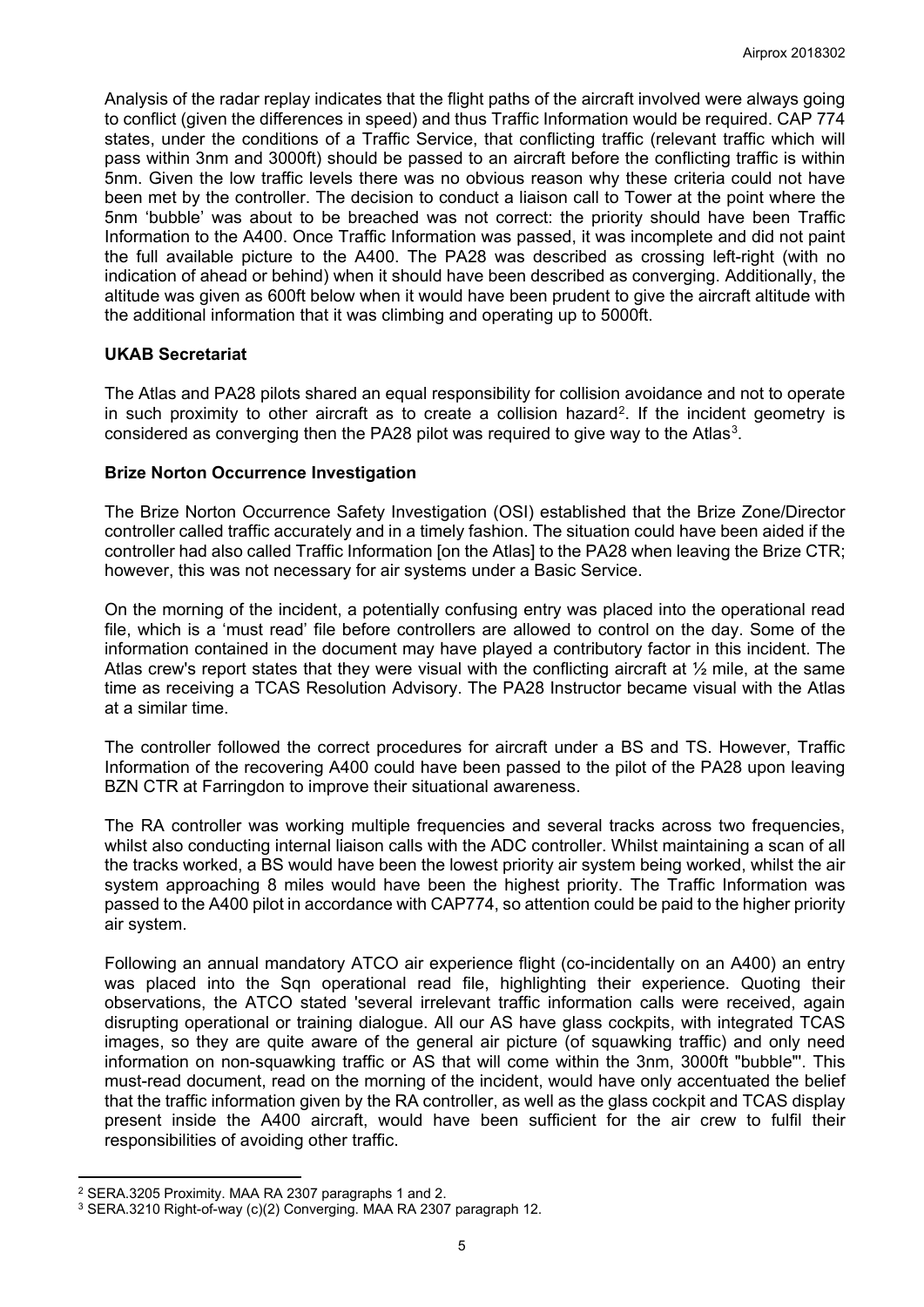Analysis of the radar replay indicates that the flight paths of the aircraft involved were always going to conflict (given the differences in speed) and thus Traffic Information would be required. CAP 774 states, under the conditions of a Traffic Service, that conflicting traffic (relevant traffic which will pass within 3nm and 3000ft) should be passed to an aircraft before the conflicting traffic is within 5nm. Given the low traffic levels there was no obvious reason why these criteria could not have been met by the controller. The decision to conduct a liaison call to Tower at the point where the 5nm 'bubble' was about to be breached was not correct: the priority should have been Traffic Information to the A400. Once Traffic Information was passed, it was incomplete and did not paint the full available picture to the A400. The PA28 was described as crossing left-right (with no indication of ahead or behind) when it should have been described as converging. Additionally, the altitude was given as 600ft below when it would have been prudent to give the aircraft altitude with the additional information that it was climbing and operating up to 5000ft.

### UKAB Secretariat

The Atlas and PA28 pilots shared an equal responsibility for collision avoidance and not to operate in such proximity to other aircraft as to create a collision hazard[2]. If the incident geometry is considered as converging then the PA28 pilot was required to give way to the Atlas[3].

### Brize Norton Occurrence Investigation

The Brize Norton Occurrence Safety Investigation (OSI) established that the Brize Zone/Director controller called traffic accurately and in a timely fashion. The situation could have been aided if the controller had also called Traffic Information [on the Atlas] to the PA28 when leaving the Brize CTR; however, this was not necessary for air systems under a Basic Service.

On the morning of the incident, a potentially confusing entry was placed into the operational read file, which is a 'must read' file before controllers are allowed to control on the day. Some of the information contained in the document may have played a contributory factor in this incident. The Atlas crew's report states that they were visual with the conflicting aircraft at ½ mile, at the same time as receiving a TCAS Resolution Advisory. The PA28 Instructor became visual with the Atlas at a similar time.

The controller followed the correct procedures for aircraft under a BS and TS. However, Traffic Information of the recovering A400 could have been passed to the pilot of the PA28 upon leaving BZN CTR at Farringdon to improve their situational awareness.

The RA controller was working multiple frequencies and several tracks across two frequencies, whilst also conducting internal liaison calls with the ADC controller. Whilst maintaining a scan of all the tracks worked, a BS would have been the lowest priority air system being worked, whilst the air system approaching 8 miles would have been the highest priority. The Traffic Information was passed to the A400 pilot in accordance with CAP774, so attention could be paid to the higher priority air system.

Following an annual mandatory ATCO air experience flight (co-incidentally on an A400) an entry was placed into the Sqn operational read file, highlighting their experience. Quoting their observations, the ATCO stated 'several irrelevant traffic information calls were received, again disrupting operational or training dialogue. All our AS have glass cockpits, with integrated TCAS images, so they are quite aware of the general air picture (of squawking traffic) and only need information on non-squawking traffic or AS that will come within the 3nm, 3000ft "bubble"'. This must-read document, read on the morning of the incident, would have only accentuated the belief that the traffic information given by the RA controller, as well as the glass cockpit and TCAS display present inside the A400 aircraft, would have been sufficient for the air crew to fulfil their responsibilities of avoiding other traffic.

---

[2] SERA.3205 Proximity. MAA RA 2307 paragraphs 1 and 2.

[3] SERA.3210 Right-of-way (c)(2) Converging. MAA RA 2307 paragraph 12.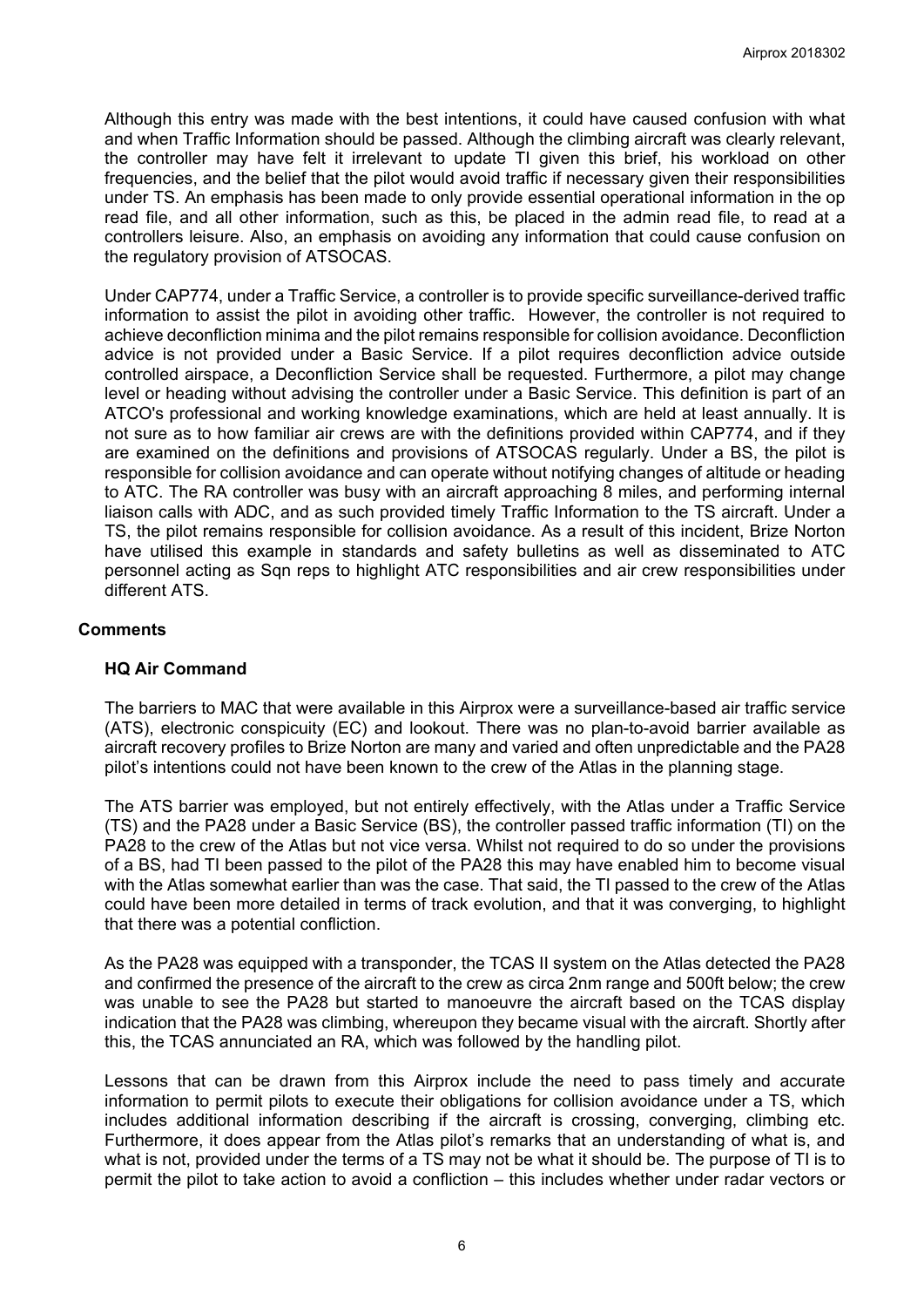Although this entry was made with the best intentions, it could have caused confusion with what and when Traffic Information should be passed. Although the climbing aircraft was clearly relevant, the controller may have felt it irrelevant to update TI given this brief, his workload on other frequencies, and the belief that the pilot would avoid traffic if necessary given their responsibilities under TS. An emphasis has been made to only provide essential operational information in the op read file, and all other information, such as this, be placed in the admin read file, to read at a controllers leisure. Also, an emphasis on avoiding any information that could cause confusion on the regulatory provision of ATSOCAS.

Under CAP774, under a Traffic Service, a controller is to provide specific surveillance-derived traffic information to assist the pilot in avoiding other traffic. However, the controller is not required to achieve deconfliction minima and the pilot remains responsible for collision avoidance. Deconfliction advice is not provided under a Basic Service. If a pilot requires deconfliction advice outside controlled airspace, a Deconfliction Service shall be requested. Furthermore, a pilot may change level or heading without advising the controller under a Basic Service. This definition is part of an ATCO's professional and working knowledge examinations, which are held at least annually. It is not sure as to how familiar air crews are with the definitions provided within CAP774, and if they are examined on the definitions and provisions of ATSOCAS regularly. Under a BS, the pilot is responsible for collision avoidance and can operate without notifying changes of altitude or heading to ATC. The RA controller was busy with an aircraft approaching 8 miles, and performing internal liaison calls with ADC, and as such provided timely Traffic Information to the TS aircraft. Under a TS, the pilot remains responsible for collision avoidance. As a result of this incident, Brize Norton have utilised this example in standards and safety bulletins as well as disseminated to ATC personnel acting as Sqn reps to highlight ATC responsibilities and air crew responsibilities under different ATS.

## Comments

### HQ Air Command

The barriers to MAC that were available in this Airprox were a surveillance-based air traffic service (ATS), electronic conspicuity (EC) and lookout. There was no plan-to-avoid barrier available as aircraft recovery profiles to Brize Norton are many and varied and often unpredictable and the PA28 pilot's intentions could not have been known to the crew of the Atlas in the planning stage.

The ATS barrier was employed, but not entirely effectively, with the Atlas under a Traffic Service (TS) and the PA28 under a Basic Service (BS), the controller passed traffic information (TI) on the PA28 to the crew of the Atlas but not vice versa. Whilst not required to do so under the provisions of a BS, had TI been passed to the pilot of the PA28 this may have enabled him to become visual with the Atlas somewhat earlier than was the case. That said, the TI passed to the crew of the Atlas could have been more detailed in terms of track evolution, and that it was converging, to highlight that there was a potential confliction.

As the PA28 was equipped with a transponder, the TCAS II system on the Atlas detected the PA28 and confirmed the presence of the aircraft to the crew as circa 2nm range and 500ft below; the crew was unable to see the PA28 but started to manoeuvre the aircraft based on the TCAS display indication that the PA28 was climbing, whereupon they became visual with the aircraft. Shortly after this, the TCAS annunciated an RA, which was followed by the handling pilot.

Lessons that can be drawn from this Airprox include the need to pass timely and accurate information to permit pilots to execute their obligations for collision avoidance under a TS, which includes additional information describing if the aircraft is crossing, converging, climbing etc. Furthermore, it does appear from the Atlas pilot's remarks that an understanding of what is, and what is not, provided under the terms of a TS may not be what it should be. The purpose of TI is to permit the pilot to take action to avoid a confliction – this includes whether under radar vectors or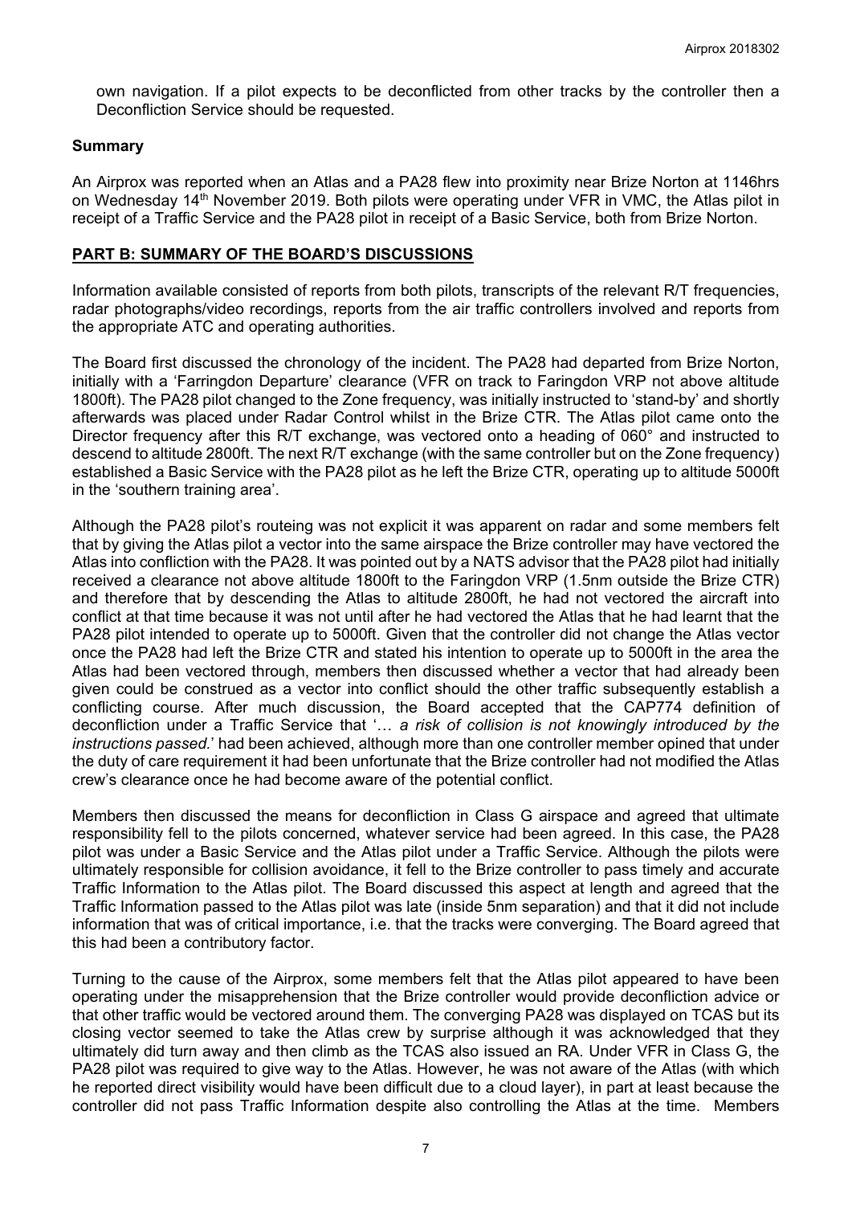own navigation. If a pilot expects to be deconflicted from other tracks by the controller then a Deconfliction Service should be requested.

## Summary

An Airprox was reported when an Atlas and a PA28 flew into proximity near Brize Norton at 1146hrs on Wednesday 14th November 2019. Both pilots were operating under VFR in VMC, the Atlas pilot in receipt of a Traffic Service and the PA28 pilot in receipt of a Basic Service, both from Brize Norton.

## PART B: SUMMARY OF THE BOARD'S DISCUSSIONS

Information available consisted of reports from both pilots, transcripts of the relevant R/T frequencies, radar photographs/video recordings, reports from the air traffic controllers involved and reports from the appropriate ATC and operating authorities.

The Board first discussed the chronology of the incident. The PA28 had departed from Brize Norton, initially with a 'Farringdon Departure' clearance (VFR on track to Faringdon VRP not above altitude 1800ft). The PA28 pilot changed to the Zone frequency, was initially instructed to 'stand-by' and shortly afterwards was placed under Radar Control whilst in the Brize CTR. The Atlas pilot came onto the Director frequency after this R/T exchange, was vectored onto a heading of 060° and instructed to descend to altitude 2800ft. The next R/T exchange (with the same controller but on the Zone frequency) established a Basic Service with the PA28 pilot as he left the Brize CTR, operating up to altitude 5000ft in the 'southern training area'.

Although the PA28 pilot's routeing was not explicit it was apparent on radar and some members felt that by giving the Atlas pilot a vector into the same airspace the Brize controller may have vectored the Atlas into confliction with the PA28. It was pointed out by a NATS advisor that the PA28 pilot had initially received a clearance not above altitude 1800ft to the Faringdon VRP (1.5nm outside the Brize CTR) and therefore that by descending the Atlas to altitude 2800ft, he had not vectored the aircraft into conflict at that time because it was not until after he had vectored the Atlas that he had learnt that the PA28 pilot intended to operate up to 5000ft. Given that the controller did not change the Atlas vector once the PA28 had left the Brize CTR and stated his intention to operate up to 5000ft in the area the Atlas had been vectored through, members then discussed whether a vector that had already been given could be construed as a vector into conflict should the other traffic subsequently establish a conflicting course. After much discussion, the Board accepted that the CAP774 definition of deconfliction under a Traffic Service that '… *a risk of collision is not knowingly introduced by the instructions passed.*' had been achieved, although more than one controller member opined that under the duty of care requirement it had been unfortunate that the Brize controller had not modified the Atlas crew's clearance once he had become aware of the potential conflict.

Members then discussed the means for deconfliction in Class G airspace and agreed that ultimate responsibility fell to the pilots concerned, whatever service had been agreed. In this case, the PA28 pilot was under a Basic Service and the Atlas pilot under a Traffic Service. Although the pilots were ultimately responsible for collision avoidance, it fell to the Brize controller to pass timely and accurate Traffic Information to the Atlas pilot. The Board discussed this aspect at length and agreed that the Traffic Information passed to the Atlas pilot was late (inside 5nm separation) and that it did not include information that was of critical importance, i.e. that the tracks were converging. The Board agreed that this had been a contributory factor.

Turning to the cause of the Airprox, some members felt that the Atlas pilot appeared to have been operating under the misapprehension that the Brize controller would provide deconfliction advice or that other traffic would be vectored around them. The converging PA28 was displayed on TCAS but its closing vector seemed to take the Atlas crew by surprise although it was acknowledged that they ultimately did turn away and then climb as the TCAS also issued an RA. Under VFR in Class G, the PA28 pilot was required to give way to the Atlas. However, he was not aware of the Atlas (with which he reported direct visibility would have been difficult due to a cloud layer), in part at least because the controller did not pass Traffic Information despite also controlling the Atlas at the time. Members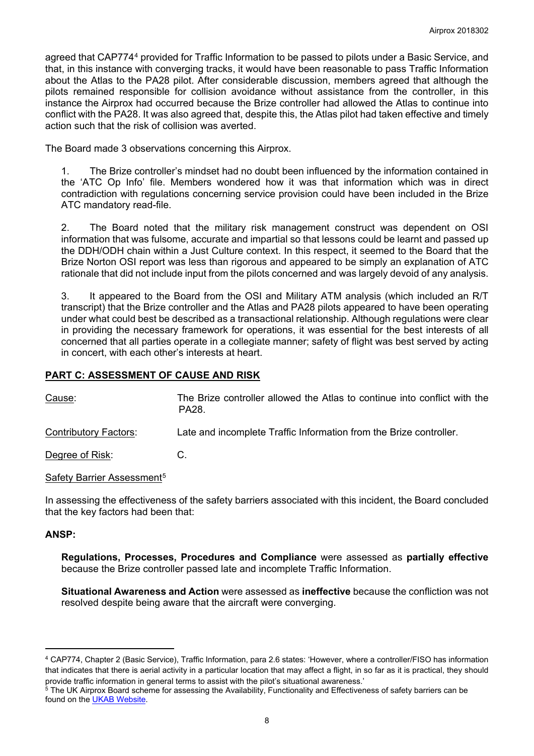agreed that CAP774[4] provided for Traffic Information to be passed to pilots under a Basic Service, and that, in this instance with converging tracks, it would have been reasonable to pass Traffic Information about the Atlas to the PA28 pilot. After considerable discussion, members agreed that although the pilots remained responsible for collision avoidance without assistance from the controller, in this instance the Airprox had occurred because the Brize controller had allowed the Atlas to continue into conflict with the PA28. It was also agreed that, despite this, the Atlas pilot had taken effective and timely action such that the risk of collision was averted.

The Board made 3 observations concerning this Airprox.

1. The Brize controller's mindset had no doubt been influenced by the information contained in the 'ATC Op Info' file. Members wondered how it was that information which was in direct contradiction with regulations concerning service provision could have been included in the Brize ATC mandatory read-file.

2. The Board noted that the military risk management construct was dependent on OSI information that was fulsome, accurate and impartial so that lessons could be learnt and passed up the DDH/ODH chain within a Just Culture context. In this respect, it seemed to the Board that the Brize Norton OSI report was less than rigorous and appeared to be simply an explanation of ATC rationale that did not include input from the pilots concerned and was largely devoid of any analysis.

3. It appeared to the Board from the OSI and Military ATM analysis (which included an R/T transcript) that the Brize controller and the Atlas and PA28 pilots appeared to have been operating under what could best be described as a transactional relationship. Although regulations were clear in providing the necessary framework for operations, it was essential for the best interests of all concerned that all parties operate in a collegiate manner; safety of flight was best served by acting in concert, with each other's interests at heart.

## PART C: ASSESSMENT OF CAUSE AND RISK

Cause: The Brize controller allowed the Atlas to continue into conflict with the PA28.

Contributory Factors: Late and incomplete Traffic Information from the Brize controller.

Degree of Risk: C.

Safety Barrier Assessment[5]

In assessing the effectiveness of the safety barriers associated with this incident, the Board concluded that the key factors had been that:

### ANSP:

**Regulations, Processes, Procedures and Compliance** were assessed as **partially effective** because the Brize controller passed late and incomplete Traffic Information.

**Situational Awareness and Action** were assessed as **ineffective** because the confliction was not resolved despite being aware that the aircraft were converging.

---

[4] CAP774, Chapter 2 (Basic Service), Traffic Information, para 2.6 states: 'However, where a controller/FISO has information that indicates that there is aerial activity in a particular location that may affect a flight, in so far as it is practical, they should provide traffic information in general terms to assist with the pilot's situational awareness.'

[5] The UK Airprox Board scheme for assessing the Availability, Functionality and Effectiveness of safety barriers can be found on the UKAB Website.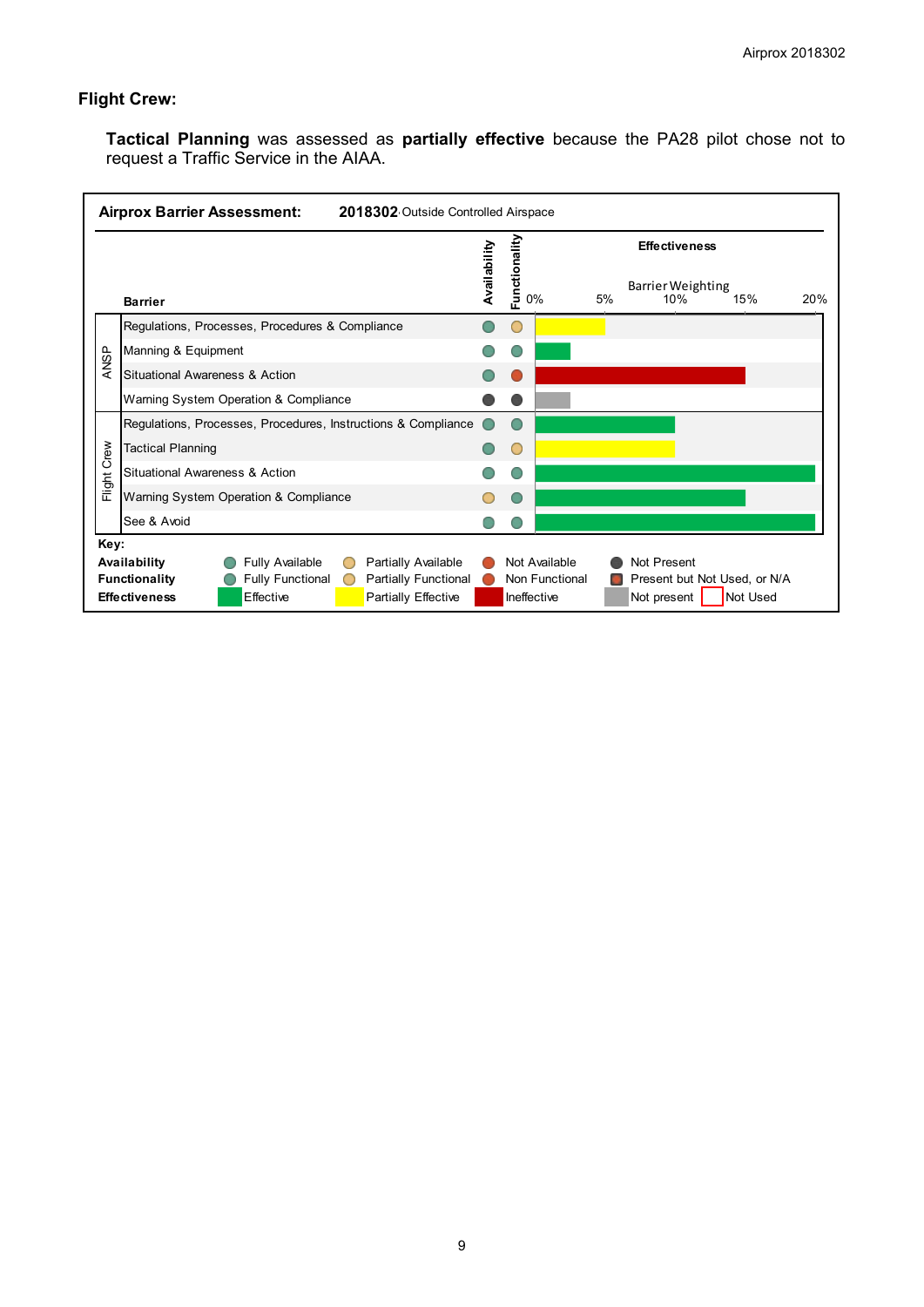**Flight Crew:**

**Tactical Planning** was assessed as **partially effective** because the PA28 pilot chose not to request a Traffic Service in the AIAA.

**Airprox Barrier Assessment:** **2018302** Outside Controlled Airspace

Barrier
Availability
Functionality
Effectiveness
Barrier Weighting
0%
5%
10%
15%
20%

ANSP
Regulations, Processes, Procedures & Compliance
Manning & Equipment
Situational Awareness & Action
Warning System Operation & Compliance

Flight Crew
Regulations, Processes, Procedures, Instructions & Compliance
Tactical Planning
Situational Awareness & Action
Warning System Operation & Compliance
See & Avoid

**Key:**
**Availability** Fully Available, Partially Available, Not Available, Not Present
**Functionality** Fully Functional, Partially Functional, Non Functional, Present but Not Used, or N/A
**Effectiveness** Effective, Partially Effective, Ineffective, Not present, Not Used